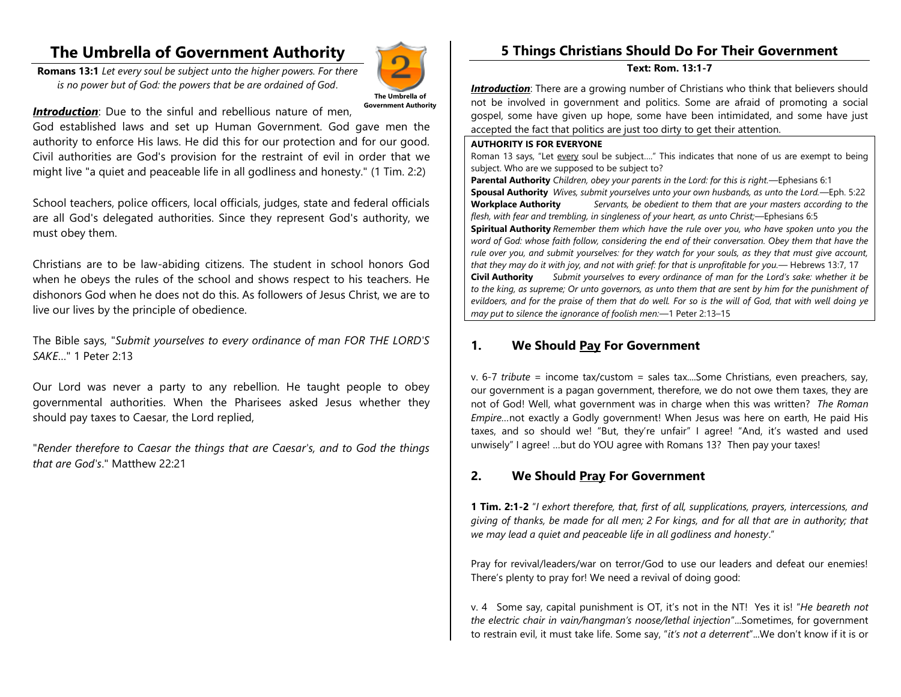# The Umbrella of Government Authority

**Romans 13:1** *Let every soul be subject unto the higher powers. For there is no power but of God: the powers that be are ordained of God*.

**The Umbrella of Government Authority**

***Introduction***: Due to the sinful and rebellious nature of men, God established laws and set up Human Government. God gave men the authority to enforce His laws. He did this for our protection and for our good. Civil authorities are God's provision for the restraint of evil in order that we might live "a quiet and peaceable life in all godliness and honesty." (1 Tim. 2:2)

School teachers, police officers, local officials, judges, state and federal officials are all God's delegated authorities. Since they represent God's authority, we must obey them.

Christians are to be law-abiding citizens. The student in school honors God when he obeys the rules of the school and shows respect to his teachers. He dishonors God when he does not do this. As followers of Jesus Christ, we are to live our lives by the principle of obedience.

The Bible says, "*Submit yourselves to every ordinance of man FOR THE LORD'S SAKE*..." 1 Peter 2:13

Our Lord was never a party to any rebellion. He taught people to obey governmental authorities. When the Pharisees asked Jesus whether they should pay taxes to Caesar, the Lord replied,

"*Render therefore to Caesar the things that are Caesar's, and to God the things that are God's*." Matthew 22:21

## 5 Things Christians Should Do For Their Government

**Text: Rom. 13:1-7**

***Introduction***: There are a growing number of Christians who think that believers should not be involved in government and politics. Some are afraid of promoting a social gospel, some have given up hope, some have been intimidated, and some have just accepted the fact that politics are just too dirty to get their attention.

**AUTHORITY IS FOR EVERYONE**

Roman 13 says, "Let every soul be subject…." This indicates that none of us are exempt to being subject. Who are we supposed to be subject to?

**Parental Authority** *Children, obey your parents in the Lord: for this is right.*—Ephesians 6:1

**Spousal Authority** *Wives, submit yourselves unto your own husbands, as unto the Lord.*—Eph. 5:22

**Workplace Authority** *Servants, be obedient to them that are your masters according to the flesh, with fear and trembling, in singleness of your heart, as unto Christ;*—Ephesians 6:5

**Spiritual Authority** *Remember them which have the rule over you, who have spoken unto you the word of God: whose faith follow, considering the end of their conversation. Obey them that have the rule over you, and submit yourselves: for they watch for your souls, as they that must give account, that they may do it with joy, and not with grief: for that is unprofitable for you.*— Hebrews 13:7, 17

**Civil Authority** *Submit yourselves to every ordinance of man for the Lord's sake: whether it be to the king, as supreme; Or unto governors, as unto them that are sent by him for the punishment of evildoers, and for the praise of them that do well. For so is the will of God, that with well doing ye may put to silence the ignorance of foolish men:*—1 Peter 2:13–15

### 1. We Should Pay For Government

v. 6-7 *tribute* = income tax/custom = sales tax....Some Christians, even preachers, say, our government is a pagan government, therefore, we do not owe them taxes, they are not of God! Well, what government was in charge when this was written? *The Roman Empire*…not exactly a Godly government! When Jesus was here on earth, He paid His taxes, and so should we! "But, they're unfair" I agree! "And, it's wasted and used unwisely" I agree! …but do YOU agree with Romans 13? Then pay your taxes!

### 2. We Should Pray For Government

**1 Tim. 2:1-2** "*I exhort therefore, that, first of all, supplications, prayers, intercessions, and giving of thanks, be made for all men; 2 For kings, and for all that are in authority; that we may lead a quiet and peaceable life in all godliness and honesty*."

Pray for revival/leaders/war on terror/God to use our leaders and defeat our enemies! There's plenty to pray for! We need a revival of doing good:

v. 4 Some say, capital punishment is OT, it's not in the NT! Yes it is! "*He beareth not the electric chair in vain/hangman's noose/lethal injection*"...Sometimes, for government to restrain evil, it must take life. Some say, "*it's not a deterrent*"...We don't know if it is or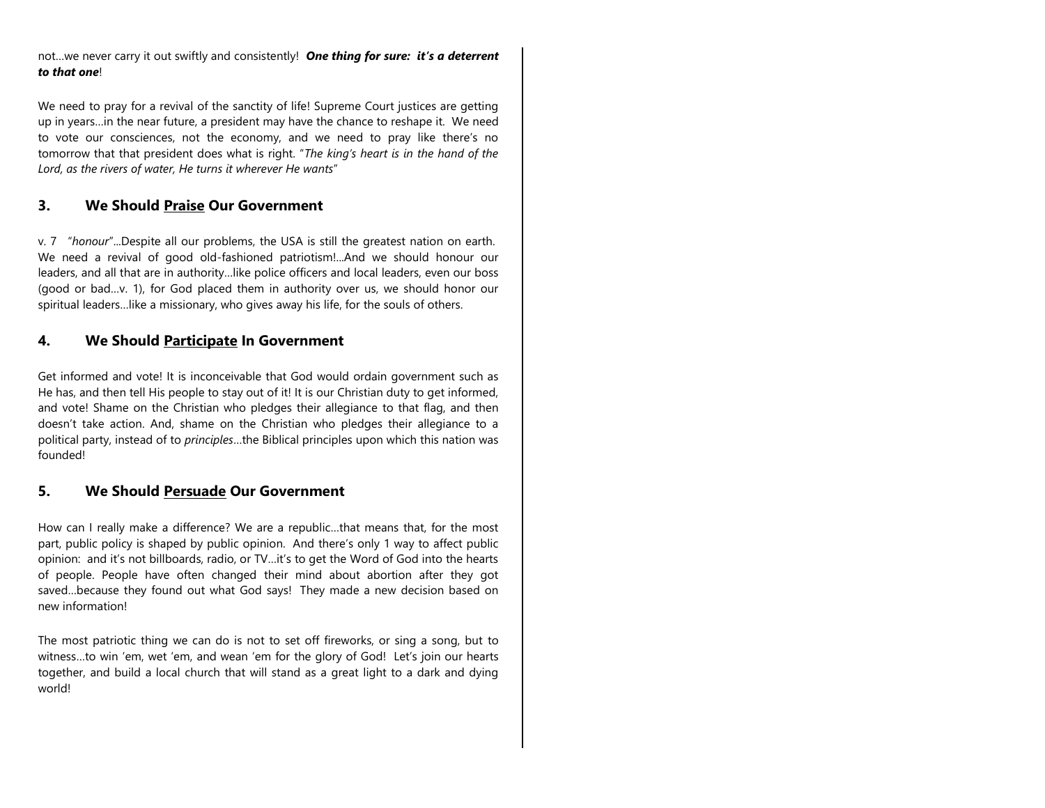not…we never carry it out swiftly and consistently! ***One thing for sure: it's a deterrent to that one***!

We need to pray for a revival of the sanctity of life! Supreme Court justices are getting up in years…in the near future, a president may have the chance to reshape it. We need to vote our consciences, not the economy, and we need to pray like there's no tomorrow that that president does what is right. "*The king's heart is in the hand of the Lord, as the rivers of water, He turns it wherever He wants*"

## 3. We Should <u>Praise</u> Our Government

v. 7 "*honour*"...Despite all our problems, the USA is still the greatest nation on earth. We need a revival of good old-fashioned patriotism!...And we should honour our leaders, and all that are in authority…like police officers and local leaders, even our boss (good or bad…v. 1), for God placed them in authority over us, we should honor our spiritual leaders…like a missionary, who gives away his life, for the souls of others.

## 4. We Should <u>Participate</u> In Government

Get informed and vote! It is inconceivable that God would ordain government such as He has, and then tell His people to stay out of it! It is our Christian duty to get informed, and vote! Shame on the Christian who pledges their allegiance to that flag, and then doesn't take action. And, shame on the Christian who pledges their allegiance to a political party, instead of to *principles*…the Biblical principles upon which this nation was founded!

## 5. We Should <u>Persuade</u> Our Government

How can I really make a difference? We are a republic…that means that, for the most part, public policy is shaped by public opinion. And there's only 1 way to affect public opinion: and it's not billboards, radio, or TV…it's to get the Word of God into the hearts of people. People have often changed their mind about abortion after they got saved…because they found out what God says! They made a new decision based on new information!

The most patriotic thing we can do is not to set off fireworks, or sing a song, but to witness…to win 'em, wet 'em, and wean 'em for the glory of God! Let's join our hearts together, and build a local church that will stand as a great light to a dark and dying world!